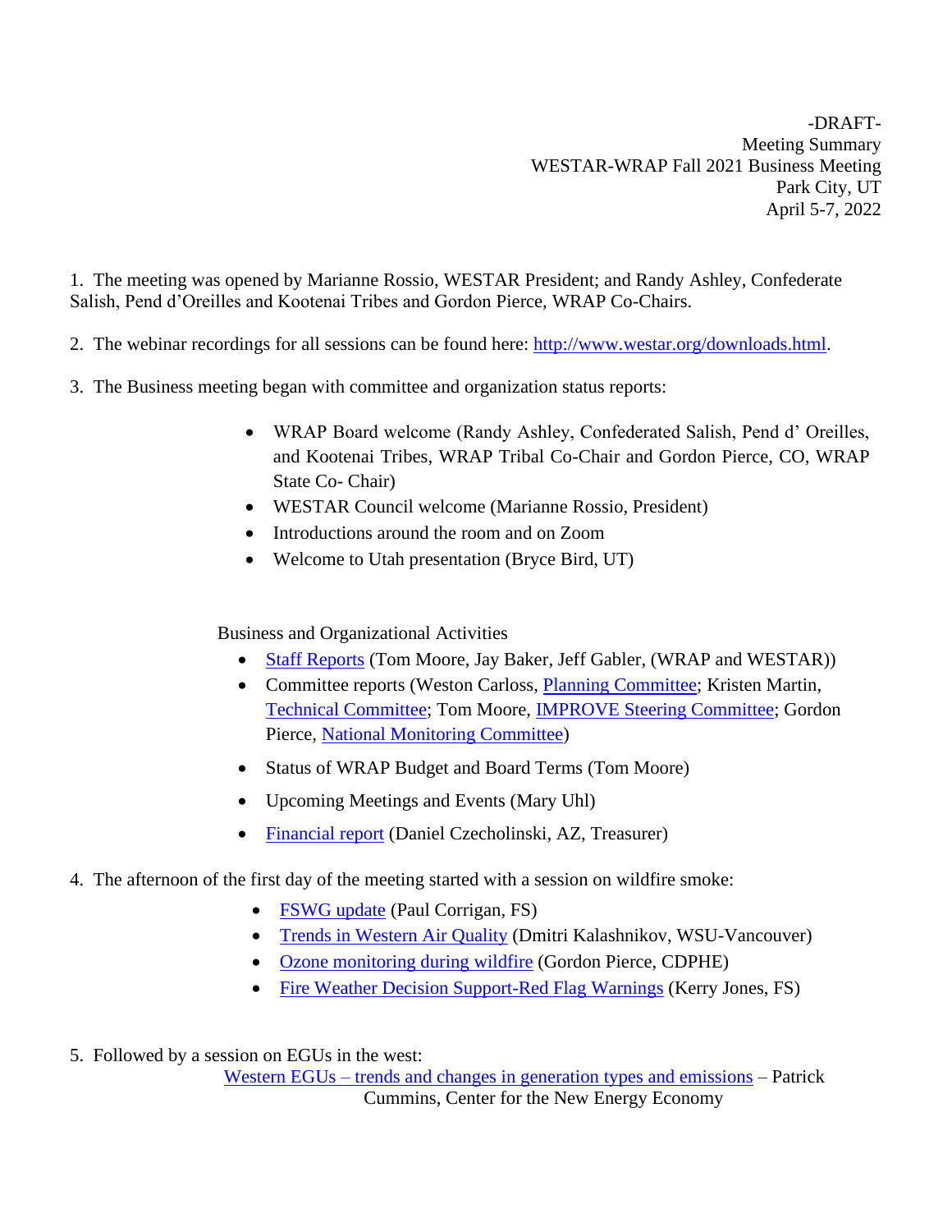-DRAFT-
Meeting Summary
WESTAR-WRAP Fall 2021 Business Meeting
Park City, UT
April 5-7, 2022

1. The meeting was opened by Marianne Rossio, WESTAR President; and Randy Ashley, Confederate Salish, Pend d'Oreilles and Kootenai Tribes and Gordon Pierce, WRAP Co-Chairs.

2. The webinar recordings for all sessions can be found here: [http://www.westar.org/downloads.html](http://www.westar.org/downloads.html).

3. The Business meeting began with committee and organization status reports:

   - WRAP Board welcome (Randy Ashley, Confederated Salish, Pend d' Oreilles, and Kootenai Tribes, WRAP Tribal Co-Chair and Gordon Pierce, CO, WRAP State Co- Chair)
   - WESTAR Council welcome (Marianne Rossio, President)
   - Introductions around the room and on Zoom
   - Welcome to Utah presentation (Bryce Bird, UT)

   Business and Organizational Activities

   - Staff Reports (Tom Moore, Jay Baker, Jeff Gabler, (WRAP and WESTAR))
   - Committee reports (Weston Carloss, Planning Committee; Kristen Martin, Technical Committee; Tom Moore, IMPROVE Steering Committee; Gordon Pierce, National Monitoring Committee)
   - Status of WRAP Budget and Board Terms (Tom Moore)
   - Upcoming Meetings and Events (Mary Uhl)
   - Financial report (Daniel Czecholinski, AZ, Treasurer)

4. The afternoon of the first day of the meeting started with a session on wildfire smoke:

   - FSWG update (Paul Corrigan, FS)
   - Trends in Western Air Quality (Dmitri Kalashnikov, WSU-Vancouver)
   - Ozone monitoring during wildfire (Gordon Pierce, CDPHE)
   - Fire Weather Decision Support-Red Flag Warnings (Kerry Jones, FS)

5. Followed by a session on EGUs in the west:

   Western EGUs – trends and changes in generation types and emissions – Patrick Cummins, Center for the New Energy Economy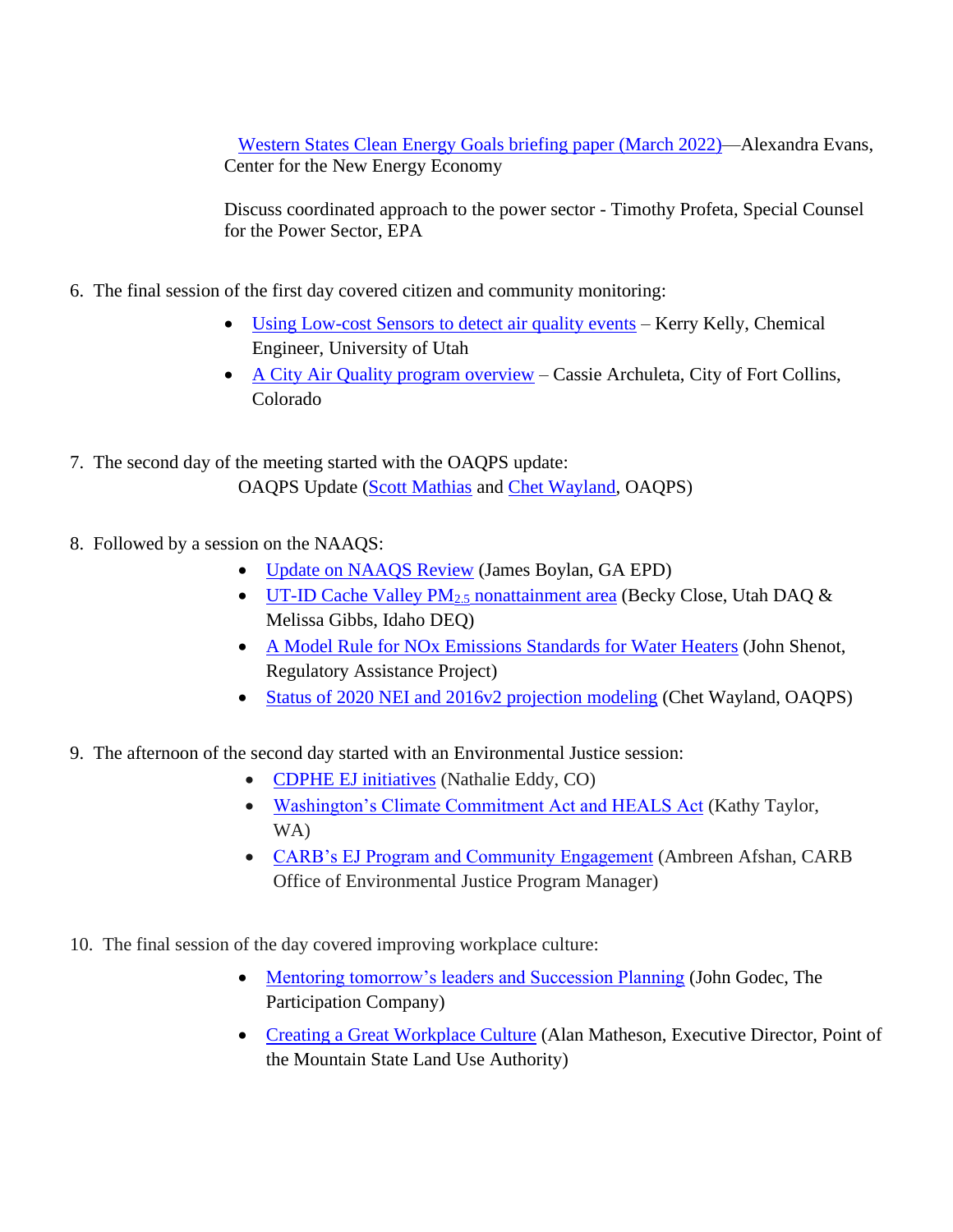Western States Clean Energy Goals briefing paper (March 2022)—Alexandra Evans, Center for the New Energy Economy

Discuss coordinated approach to the power sector - Timothy Profeta, Special Counsel for the Power Sector, EPA

6. The final session of the first day covered citizen and community monitoring:
   - Using Low-cost Sensors to detect air quality events – Kerry Kelly, Chemical Engineer, University of Utah
   - A City Air Quality program overview – Cassie Archuleta, City of Fort Collins, Colorado

7. The second day of the meeting started with the OAQPS update:
   OAQPS Update (Scott Mathias and Chet Wayland, OAQPS)

8. Followed by a session on the NAAQS:
   - Update on NAAQS Review (James Boylan, GA EPD)
   - UT-ID Cache Valley $PM_{2.5}$ nonattainment area (Becky Close, Utah DAQ & Melissa Gibbs, Idaho DEQ)
   - A Model Rule for NOx Emissions Standards for Water Heaters (John Shenot, Regulatory Assistance Project)
   - Status of 2020 NEI and 2016v2 projection modeling (Chet Wayland, OAQPS)

9. The afternoon of the second day started with an Environmental Justice session:
   - CDPHE EJ initiatives (Nathalie Eddy, CO)
   - Washington's Climate Commitment Act and HEALS Act (Kathy Taylor, WA)
   - CARB's EJ Program and Community Engagement (Ambreen Afshan, CARB Office of Environmental Justice Program Manager)

10. The final session of the day covered improving workplace culture:
    - Mentoring tomorrow's leaders and Succession Planning (John Godec, The Participation Company)
    - Creating a Great Workplace Culture (Alan Matheson, Executive Director, Point of the Mountain State Land Use Authority)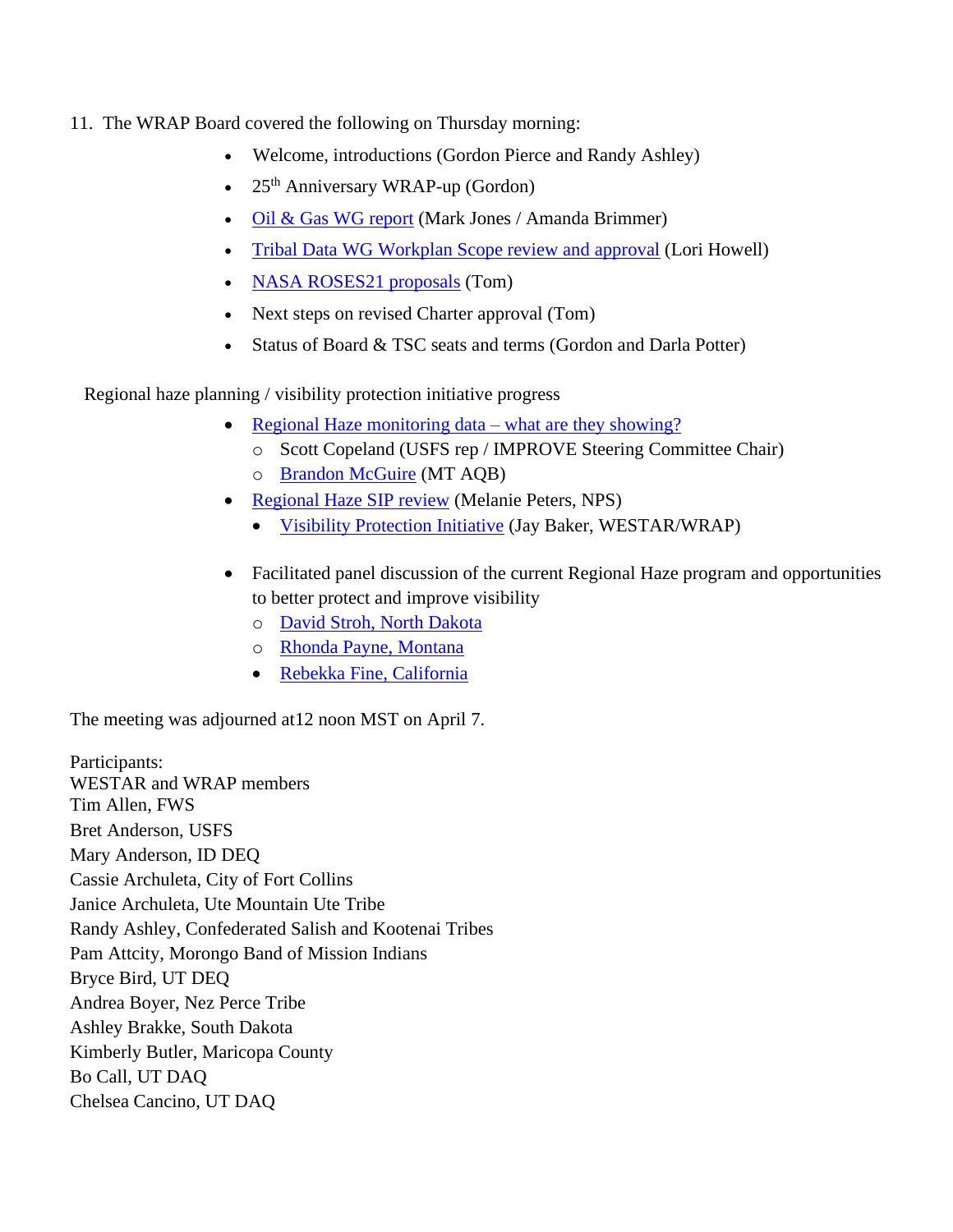11. The WRAP Board covered the following on Thursday morning:

- Welcome, introductions (Gordon Pierce and Randy Ashley)
- 25th Anniversary WRAP-up (Gordon)
- Oil & Gas WG report (Mark Jones / Amanda Brimmer)
- Tribal Data WG Workplan Scope review and approval (Lori Howell)
- NASA ROSES21 proposals (Tom)
- Next steps on revised Charter approval (Tom)
- Status of Board & TSC seats and terms (Gordon and Darla Potter)

Regional haze planning / visibility protection initiative progress

- Regional Haze monitoring data – what are they showing?
  - Scott Copeland (USFS rep / IMPROVE Steering Committee Chair)
  - Brandon McGuire (MT AQB)
- Regional Haze SIP review (Melanie Peters, NPS)
  - Visibility Protection Initiative (Jay Baker, WESTAR/WRAP)

- Facilitated panel discussion of the current Regional Haze program and opportunities to better protect and improve visibility
  - David Stroh, North Dakota
  - Rhonda Payne, Montana
  - Rebekka Fine, California

The meeting was adjourned at12 noon MST on April 7.

Participants:
WESTAR and WRAP members
Tim Allen, FWS
Bret Anderson, USFS
Mary Anderson, ID DEQ
Cassie Archuleta, City of Fort Collins
Janice Archuleta, Ute Mountain Ute Tribe
Randy Ashley, Confederated Salish and Kootenai Tribes
Pam Attcity, Morongo Band of Mission Indians
Bryce Bird, UT DEQ
Andrea Boyer, Nez Perce Tribe
Ashley Brakke, South Dakota
Kimberly Butler, Maricopa County
Bo Call, UT DAQ
Chelsea Cancino, UT DAQ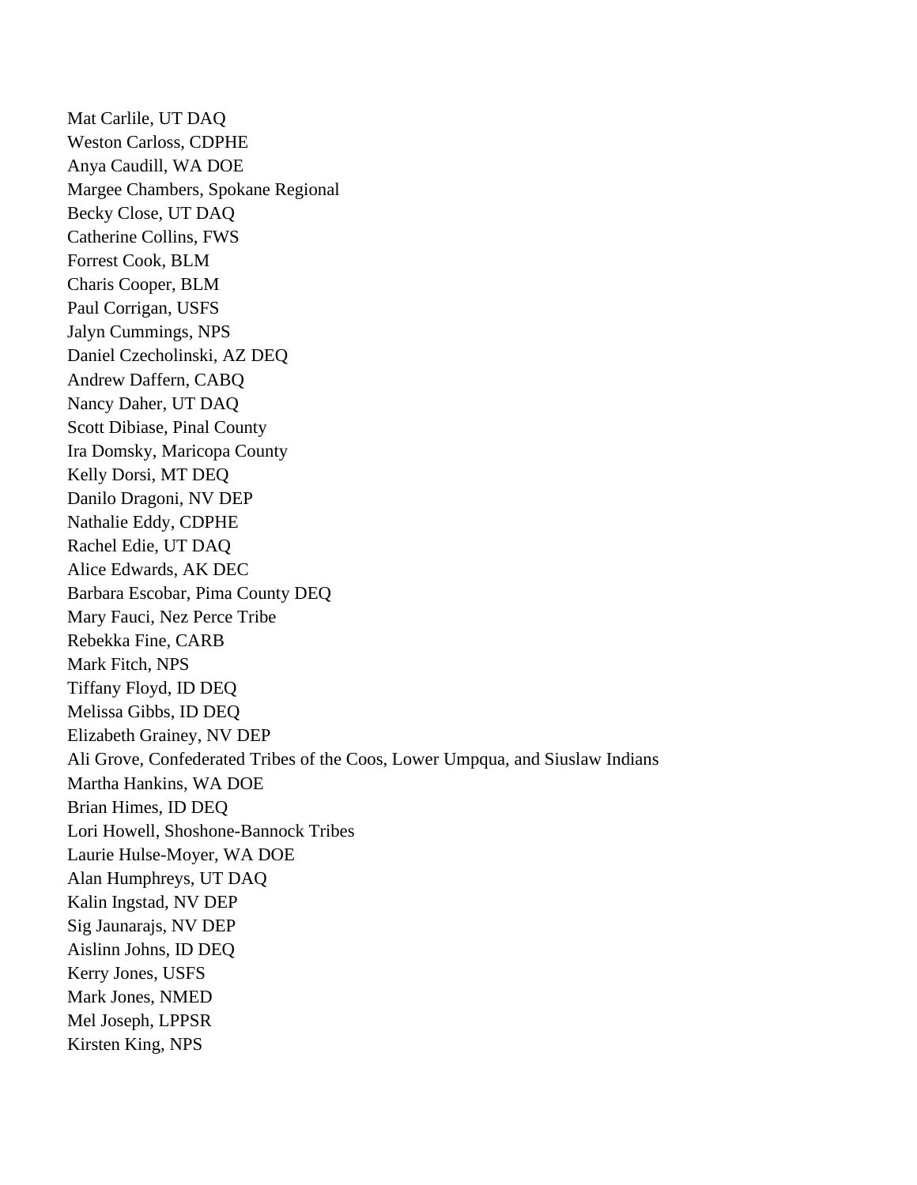Mat Carlile, UT DAQ
Weston Carloss, CDPHE
Anya Caudill, WA DOE
Margee Chambers, Spokane Regional
Becky Close, UT DAQ
Catherine Collins, FWS
Forrest Cook, BLM
Charis Cooper, BLM
Paul Corrigan, USFS
Jalyn Cummings, NPS
Daniel Czecholinski, AZ DEQ
Andrew Daffern, CABQ
Nancy Daher, UT DAQ
Scott Dibiase, Pinal County
Ira Domsky, Maricopa County
Kelly Dorsi, MT DEQ
Danilo Dragoni, NV DEP
Nathalie Eddy, CDPHE
Rachel Edie, UT DAQ
Alice Edwards, AK DEC
Barbara Escobar, Pima County DEQ
Mary Fauci, Nez Perce Tribe
Rebekka Fine, CARB
Mark Fitch, NPS
Tiffany Floyd, ID DEQ
Melissa Gibbs, ID DEQ
Elizabeth Grainey, NV DEP
Ali Grove, Confederated Tribes of the Coos, Lower Umpqua, and Siuslaw Indians
Martha Hankins, WA DOE
Brian Himes, ID DEQ
Lori Howell, Shoshone-Bannock Tribes
Laurie Hulse-Moyer, WA DOE
Alan Humphreys, UT DAQ
Kalin Ingstad, NV DEP
Sig Jaunarajs, NV DEP
Aislinn Johns, ID DEQ
Kerry Jones, USFS
Mark Jones, NMED
Mel Joseph, LPPSR
Kirsten King, NPS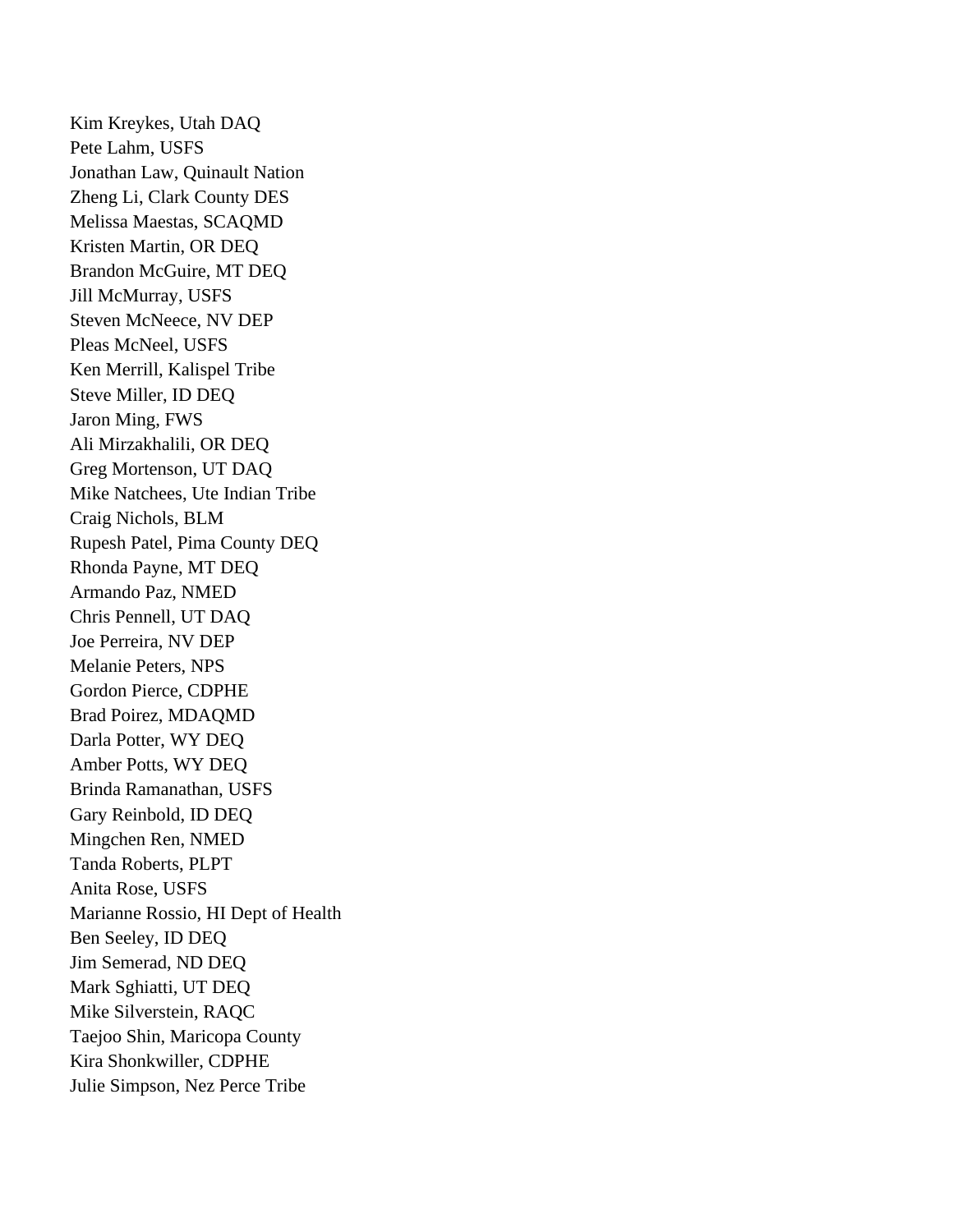Kim Kreykes, Utah DAQ
Pete Lahm, USFS
Jonathan Law, Quinault Nation
Zheng Li, Clark County DES
Melissa Maestas, SCAQMD
Kristen Martin, OR DEQ
Brandon McGuire, MT DEQ
Jill McMurray, USFS
Steven McNeece, NV DEP
Pleas McNeel, USFS
Ken Merrill, Kalispel Tribe
Steve Miller, ID DEQ
Jaron Ming, FWS
Ali Mirzakhalili, OR DEQ
Greg Mortenson, UT DAQ
Mike Natchees, Ute Indian Tribe
Craig Nichols, BLM
Rupesh Patel, Pima County DEQ
Rhonda Payne, MT DEQ
Armando Paz, NMED
Chris Pennell, UT DAQ
Joe Perreira, NV DEP
Melanie Peters, NPS
Gordon Pierce, CDPHE
Brad Poirez, MDAQMD
Darla Potter, WY DEQ
Amber Potts, WY DEQ
Brinda Ramanathan, USFS
Gary Reinbold, ID DEQ
Mingchen Ren, NMED
Tanda Roberts, PLPT
Anita Rose, USFS
Marianne Rossio, HI Dept of Health
Ben Seeley, ID DEQ
Jim Semerad, ND DEQ
Mark Sghiatti, UT DEQ
Mike Silverstein, RAQC
Taejoo Shin, Maricopa County
Kira Shonkwiller, CDPHE
Julie Simpson, Nez Perce Tribe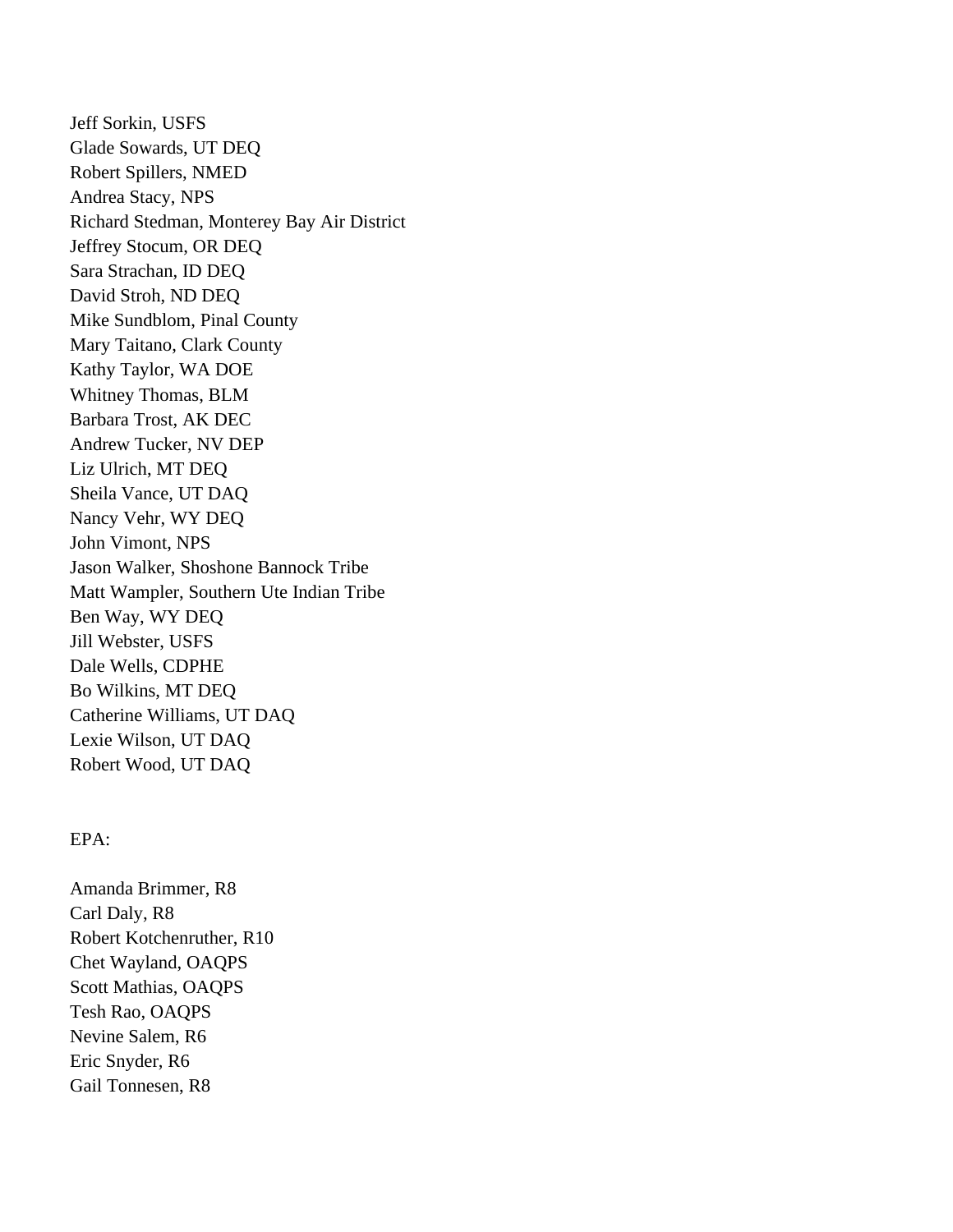Jeff Sorkin, USFS
Glade Sowards, UT DEQ
Robert Spillers, NMED
Andrea Stacy, NPS
Richard Stedman, Monterey Bay Air District
Jeffrey Stocum, OR DEQ
Sara Strachan, ID DEQ
David Stroh, ND DEQ
Mike Sundblom, Pinal County
Mary Taitano, Clark County
Kathy Taylor, WA DOE
Whitney Thomas, BLM
Barbara Trost, AK DEC
Andrew Tucker, NV DEP
Liz Ulrich, MT DEQ
Sheila Vance, UT DAQ
Nancy Vehr, WY DEQ
John Vimont, NPS
Jason Walker, Shoshone Bannock Tribe
Matt Wampler, Southern Ute Indian Tribe
Ben Way, WY DEQ
Jill Webster, USFS
Dale Wells, CDPHE
Bo Wilkins, MT DEQ
Catherine Williams, UT DAQ
Lexie Wilson, UT DAQ
Robert Wood, UT DAQ

EPA:

Amanda Brimmer, R8
Carl Daly, R8
Robert Kotchenruther, R10
Chet Wayland, OAQPS
Scott Mathias, OAQPS
Tesh Rao, OAQPS
Nevine Salem, R6
Eric Snyder, R6
Gail Tonnesen, R8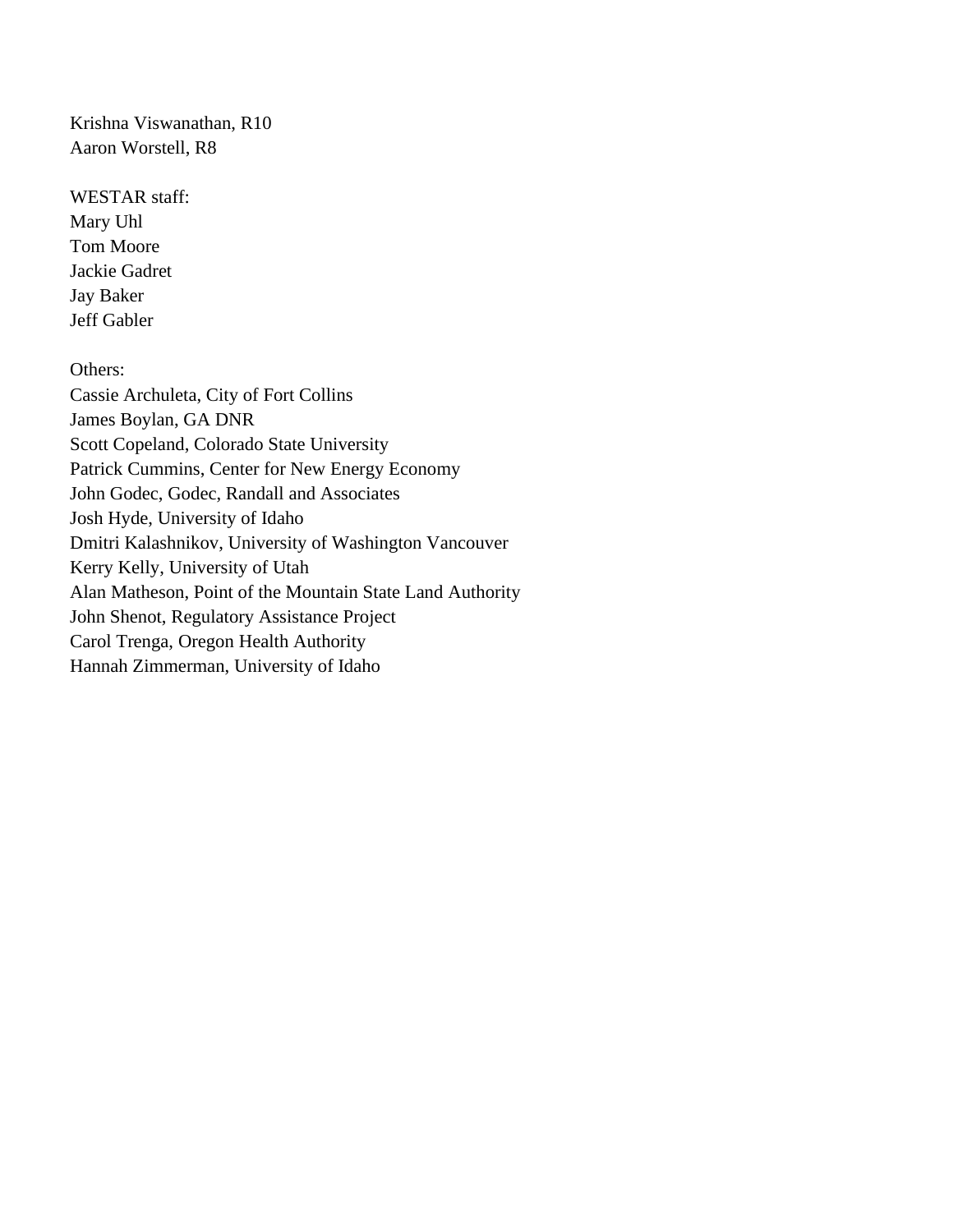Krishna Viswanathan, R10
Aaron Worstell, R8

WESTAR staff:
Mary Uhl
Tom Moore
Jackie Gadret
Jay Baker
Jeff Gabler

Others:
Cassie Archuleta, City of Fort Collins
James Boylan, GA DNR
Scott Copeland, Colorado State University
Patrick Cummins, Center for New Energy Economy
John Godec, Godec, Randall and Associates
Josh Hyde, University of Idaho
Dmitri Kalashnikov, University of Washington Vancouver
Kerry Kelly, University of Utah
Alan Matheson, Point of the Mountain State Land Authority
John Shenot, Regulatory Assistance Project
Carol Trenga, Oregon Health Authority
Hannah Zimmerman, University of Idaho